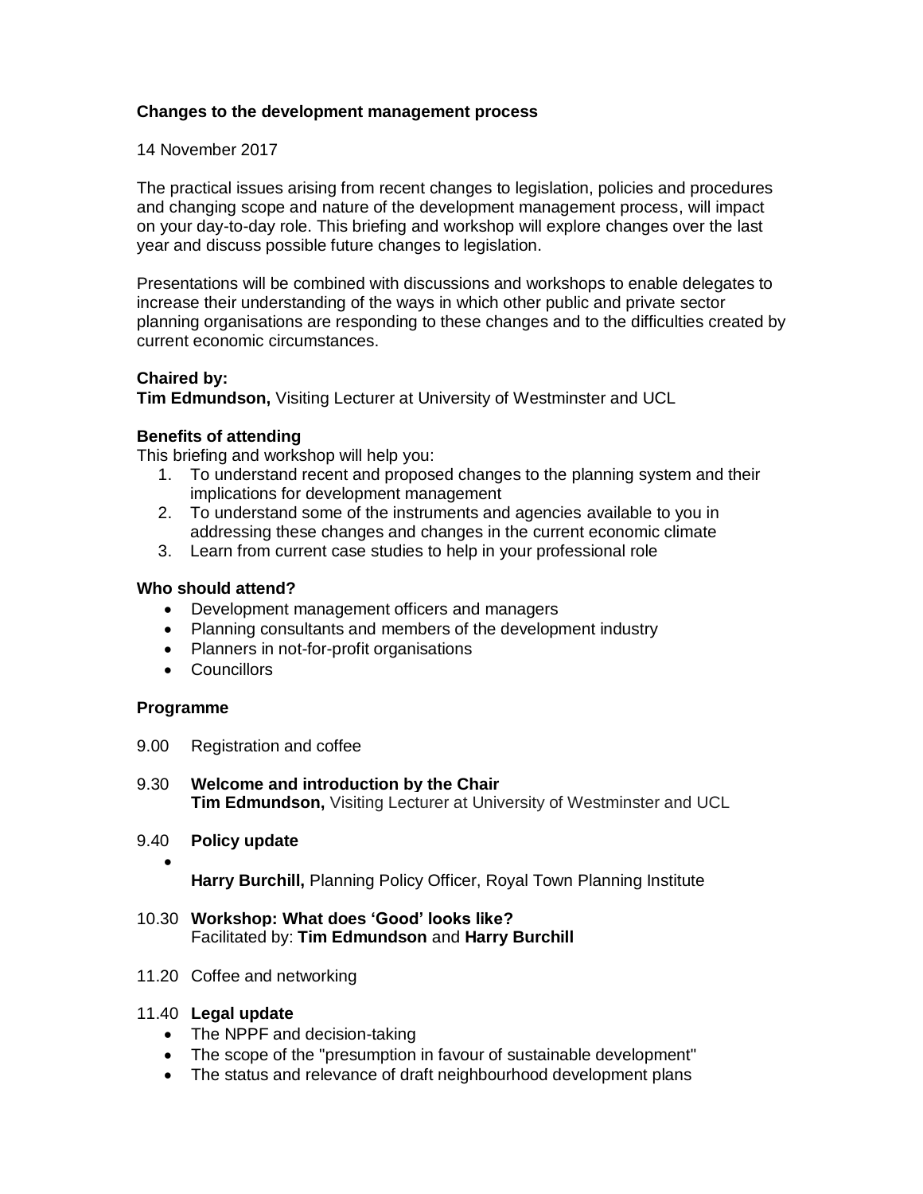**Changes to the development management process**

14 November 2017

The practical issues arising from recent changes to legislation, policies and procedures and changing scope and nature of the development management process, will impact on your day-to-day role. This briefing and workshop will explore changes over the last year and discuss possible future changes to legislation.

Presentations will be combined with discussions and workshops to enable delegates to increase their understanding of the ways in which other public and private sector planning organisations are responding to these changes and to the difficulties created by current economic circumstances.

**Chaired by:**
**Tim Edmundson,** Visiting Lecturer at University of Westminster and UCL

**Benefits of attending**
This briefing and workshop will help you:

1. To understand recent and proposed changes to the planning system and their implications for development management
2. To understand some of the instruments and agencies available to you in addressing these changes and changes in the current economic climate
3. Learn from current case studies to help in your professional role

**Who should attend?**

- Development management officers and managers
- Planning consultants and members of the development industry
- Planners in not-for-profit organisations
- Councillors

**Programme**

9.00 Registration and coffee

9.30 **Welcome and introduction by the Chair**
**Tim Edmundson,** Visiting Lecturer at University of Westminster and UCL

9.40 **Policy update**

-

**Harry Burchill,** Planning Policy Officer, Royal Town Planning Institute

10.30 **Workshop: What does 'Good' looks like?**
Facilitated by: **Tim Edmundson** and **Harry Burchill**

11.20 Coffee and networking

11.40 **Legal update**

- The NPPF and decision-taking
- The scope of the "presumption in favour of sustainable development"
- The status and relevance of draft neighbourhood development plans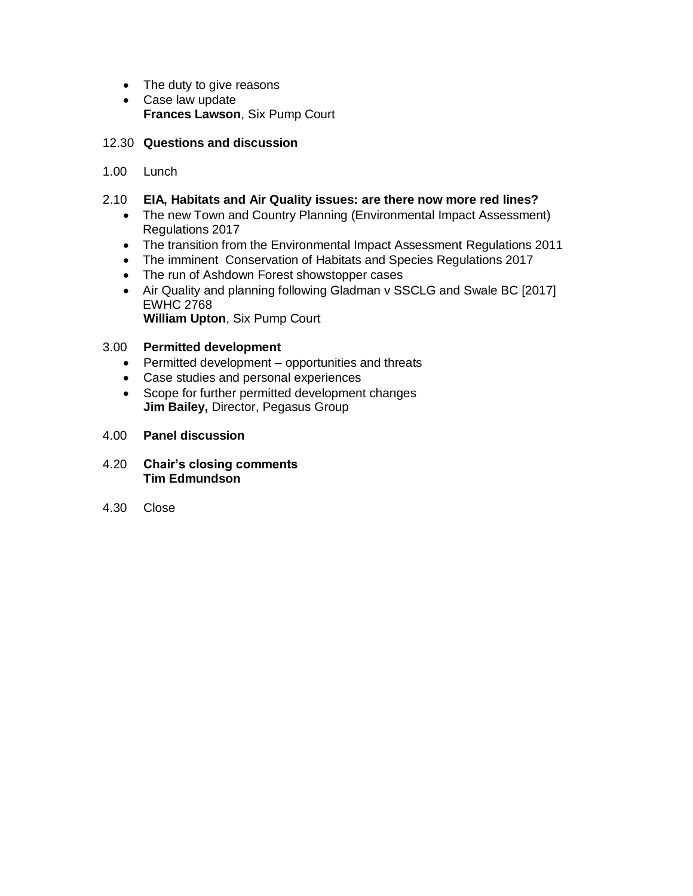- The duty to give reasons
- Case law update
  **Frances Lawson**, Six Pump Court

12.30 **Questions and discussion**

1.00 Lunch

2.10 **EIA, Habitats and Air Quality issues: are there now more red lines?**

- The new Town and Country Planning (Environmental Impact Assessment) Regulations 2017
- The transition from the Environmental Impact Assessment Regulations 2011
- The imminent Conservation of Habitats and Species Regulations 2017
- The run of Ashdown Forest showstopper cases
- Air Quality and planning following Gladman v SSCLG and Swale BC [2017] EWHC 2768
  **William Upton**, Six Pump Court

3.00 **Permitted development**

- Permitted development – opportunities and threats
- Case studies and personal experiences
- Scope for further permitted development changes
  **Jim Bailey,** Director, Pegasus Group

4.00 **Panel discussion**

4.20 **Chair's closing comments**
**Tim Edmundson**

4.30 Close